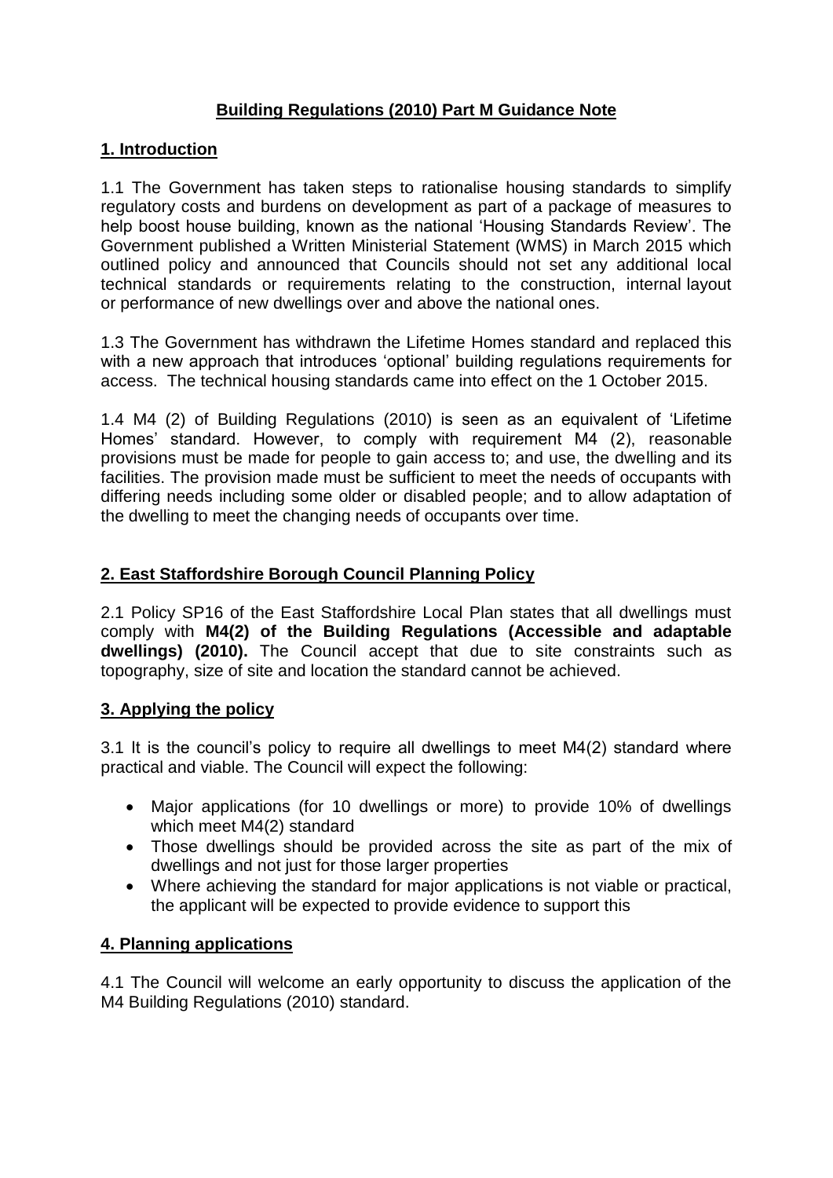# Building Regulations (2010) Part M Guidance Note

## 1. Introduction

1.1 The Government has taken steps to rationalise housing standards to simplify regulatory costs and burdens on development as part of a package of measures to help boost house building, known as the national 'Housing Standards Review'. The Government published a Written Ministerial Statement (WMS) in March 2015 which outlined policy and announced that Councils should not set any additional local technical standards or requirements relating to the construction, internal layout or performance of new dwellings over and above the national ones.

1.3 The Government has withdrawn the Lifetime Homes standard and replaced this with a new approach that introduces 'optional' building regulations requirements for access. The technical housing standards came into effect on the 1 October 2015.

1.4 M4 (2) of Building Regulations (2010) is seen as an equivalent of 'Lifetime Homes' standard. However, to comply with requirement M4 (2), reasonable provisions must be made for people to gain access to; and use, the dwelling and its facilities. The provision made must be sufficient to meet the needs of occupants with differing needs including some older or disabled people; and to allow adaptation of the dwelling to meet the changing needs of occupants over time.

## 2. East Staffordshire Borough Council Planning Policy

2.1 Policy SP16 of the East Staffordshire Local Plan states that all dwellings must comply with **M4(2) of the Building Regulations (Accessible and adaptable dwellings) (2010).** The Council accept that due to site constraints such as topography, size of site and location the standard cannot be achieved.

## 3. Applying the policy

3.1 It is the council's policy to require all dwellings to meet M4(2) standard where practical and viable. The Council will expect the following:

- Major applications (for 10 dwellings or more) to provide 10% of dwellings which meet M4(2) standard
- Those dwellings should be provided across the site as part of the mix of dwellings and not just for those larger properties
- Where achieving the standard for major applications is not viable or practical, the applicant will be expected to provide evidence to support this

## 4. Planning applications

4.1 The Council will welcome an early opportunity to discuss the application of the M4 Building Regulations (2010) standard.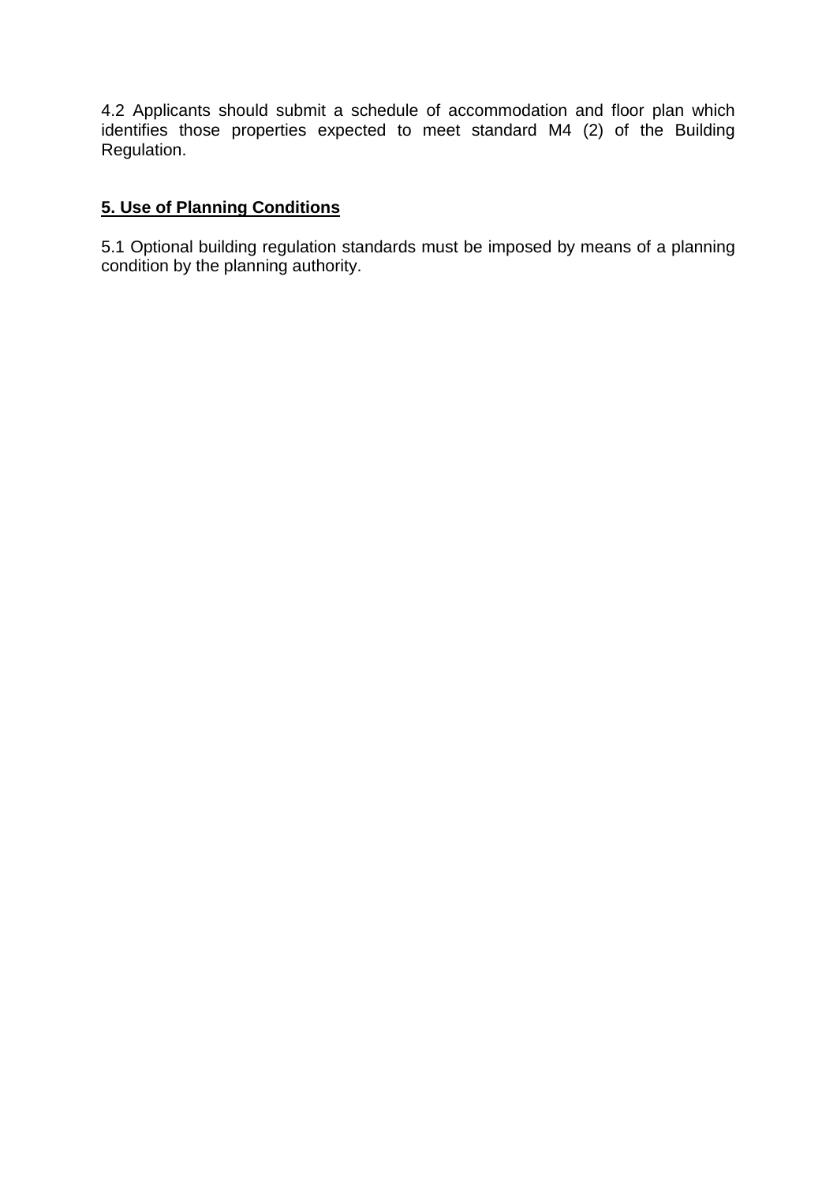4.2 Applicants should submit a schedule of accommodation and floor plan which identifies those properties expected to meet standard M4 (2) of the Building Regulation.

## **5. Use of Planning Conditions**

5.1 Optional building regulation standards must be imposed by means of a planning condition by the planning authority.